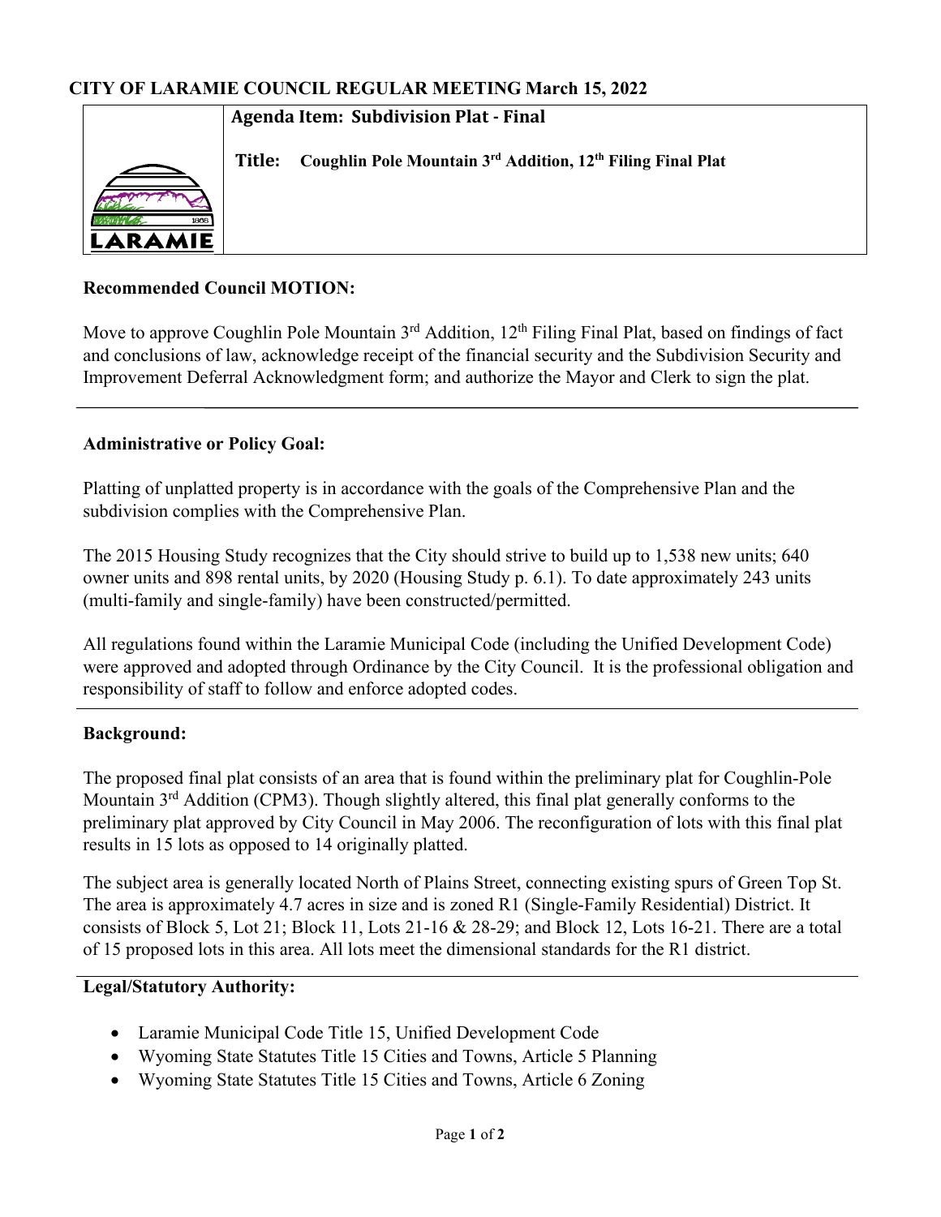# CITY OF LARAMIE COUNCIL REGULAR MEETING March 15, 2022

**Agenda Item: Subdivision Plat - Final**

**Title: Coughlin Pole Mountain 3rd Addition, 12th Filing Final Plat**

## Recommended Council MOTION:

Move to approve Coughlin Pole Mountain 3rd Addition, 12th Filing Final Plat, based on findings of fact and conclusions of law, acknowledge receipt of the financial security and the Subdivision Security and Improvement Deferral Acknowledgment form; and authorize the Mayor and Clerk to sign the plat.

## Administrative or Policy Goal:

Platting of unplatted property is in accordance with the goals of the Comprehensive Plan and the subdivision complies with the Comprehensive Plan.

The 2015 Housing Study recognizes that the City should strive to build up to 1,538 new units; 640 owner units and 898 rental units, by 2020 (Housing Study p. 6.1). To date approximately 243 units (multi-family and single-family) have been constructed/permitted.

All regulations found within the Laramie Municipal Code (including the Unified Development Code) were approved and adopted through Ordinance by the City Council. It is the professional obligation and responsibility of staff to follow and enforce adopted codes.

## Background:

The proposed final plat consists of an area that is found within the preliminary plat for Coughlin-Pole Mountain 3rd Addition (CPM3). Though slightly altered, this final plat generally conforms to the preliminary plat approved by City Council in May 2006. The reconfiguration of lots with this final plat results in 15 lots as opposed to 14 originally platted.

The subject area is generally located North of Plains Street, connecting existing spurs of Green Top St. The area is approximately 4.7 acres in size and is zoned R1 (Single-Family Residential) District. It consists of Block 5, Lot 21; Block 11, Lots 21-16 & 28-29; and Block 12, Lots 16-21. There are a total of 15 proposed lots in this area. All lots meet the dimensional standards for the R1 district.

## Legal/Statutory Authority:

- Laramie Municipal Code Title 15, Unified Development Code
- Wyoming State Statutes Title 15 Cities and Towns, Article 5 Planning
- Wyoming State Statutes Title 15 Cities and Towns, Article 6 Zoning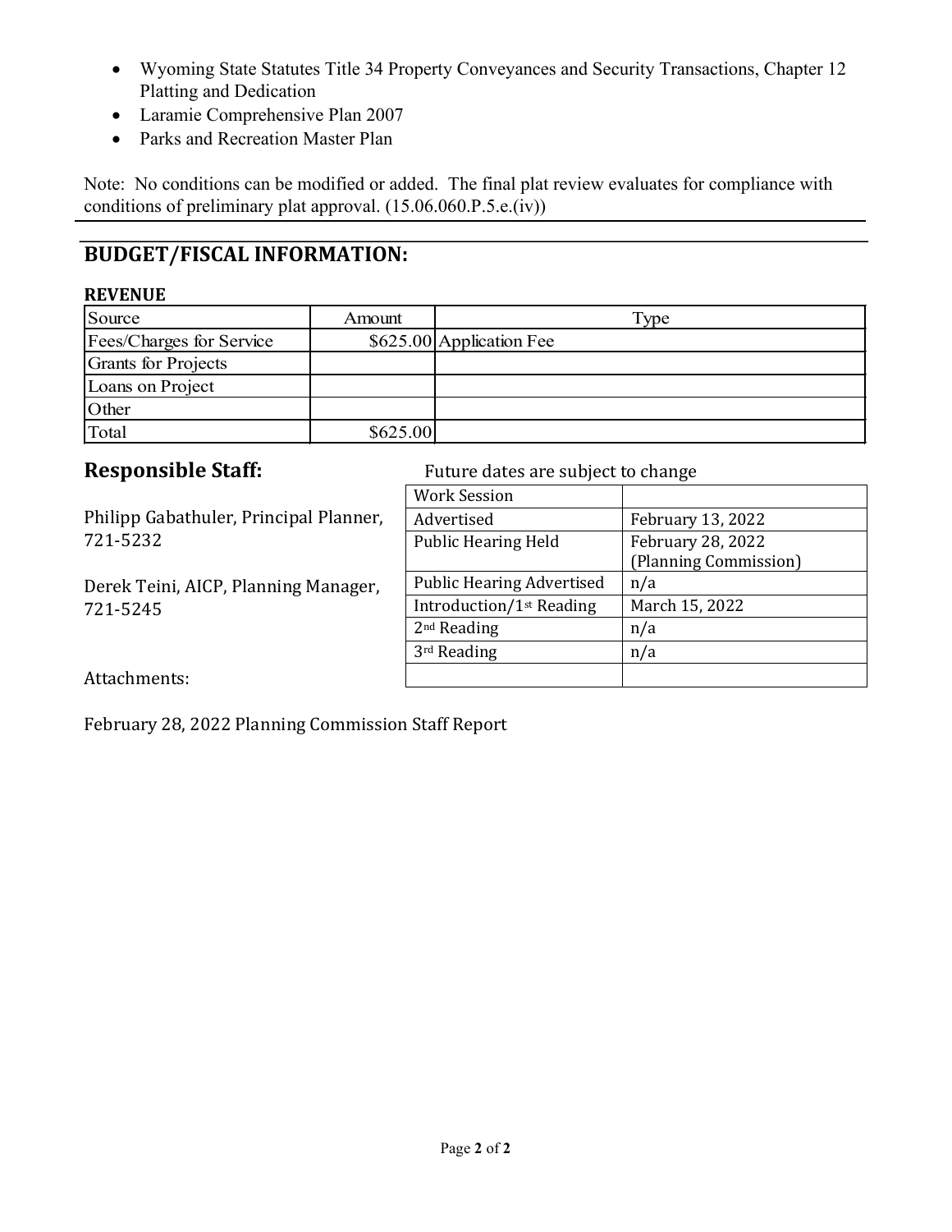- Wyoming State Statutes Title 34 Property Conveyances and Security Transactions, Chapter 12 Platting and Dedication
- Laramie Comprehensive Plan 2007
- Parks and Recreation Master Plan

Note: No conditions can be modified or added. The final plat review evaluates for compliance with conditions of preliminary plat approval. (15.06.060.P.5.e.(iv))

## BUDGET/FISCAL INFORMATION:

**REVENUE**

| Source | Amount | Type |
|---|---|---|
| Fees/Charges for Service | $625.00 | Application Fee |
| Grants for Projects | | |
| Loans on Project | | |
| Other | | |
| Total | $625.00 | |

## Responsible Staff:

Philipp Gabathuler, Principal Planner, 721-5232

Derek Teini, AICP, Planning Manager, 721-5245

Future dates are subject to change

| | |
|---|---|
| Work Session | |
| Advertised | February 13, 2022 |
| Public Hearing Held | February 28, 2022 (Planning Commission) |
| Public Hearing Advertised | n/a |
| Introduction/1st Reading | March 15, 2022 |
| 2nd Reading | n/a |
| 3rd Reading | n/a |
| | |

Attachments:

February 28, 2022 Planning Commission Staff Report